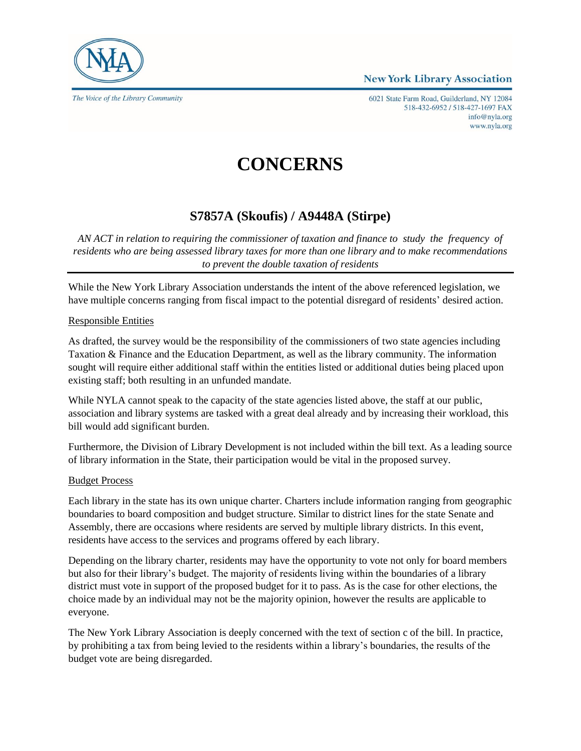The Voice of the Library Community

**New York Library Association**

6021 State Farm Road, Guilderland, NY 12084
518-432-6952 / 518-427-1697 FAX
info@nyla.org
www.nyla.org

# CONCERNS

## S7857A (Skoufis) / A9448A (Stirpe)

*AN ACT in relation to requiring the commissioner of taxation and finance to study the frequency of residents who are being assessed library taxes for more than one library and to make recommendations to prevent the double taxation of residents*

---

While the New York Library Association understands the intent of the above referenced legislation, we have multiple concerns ranging from fiscal impact to the potential disregard of residents' desired action.

<u>Responsible Entities</u>

As drafted, the survey would be the responsibility of the commissioners of two state agencies including Taxation & Finance and the Education Department, as well as the library community. The information sought will require either additional staff within the entities listed or additional duties being placed upon existing staff; both resulting in an unfunded mandate.

While NYLA cannot speak to the capacity of the state agencies listed above, the staff at our public, association and library systems are tasked with a great deal already and by increasing their workload, this bill would add significant burden.

Furthermore, the Division of Library Development is not included within the bill text. As a leading source of library information in the State, their participation would be vital in the proposed survey.

<u>Budget Process</u>

Each library in the state has its own unique charter. Charters include information ranging from geographic boundaries to board composition and budget structure. Similar to district lines for the state Senate and Assembly, there are occasions where residents are served by multiple library districts. In this event, residents have access to the services and programs offered by each library.

Depending on the library charter, residents may have the opportunity to vote not only for board members but also for their library's budget. The majority of residents living within the boundaries of a library district must vote in support of the proposed budget for it to pass. As is the case for other elections, the choice made by an individual may not be the majority opinion, however the results are applicable to everyone.

The New York Library Association is deeply concerned with the text of section c of the bill. In practice, by prohibiting a tax from being levied to the residents within a library's boundaries, the results of the budget vote are being disregarded.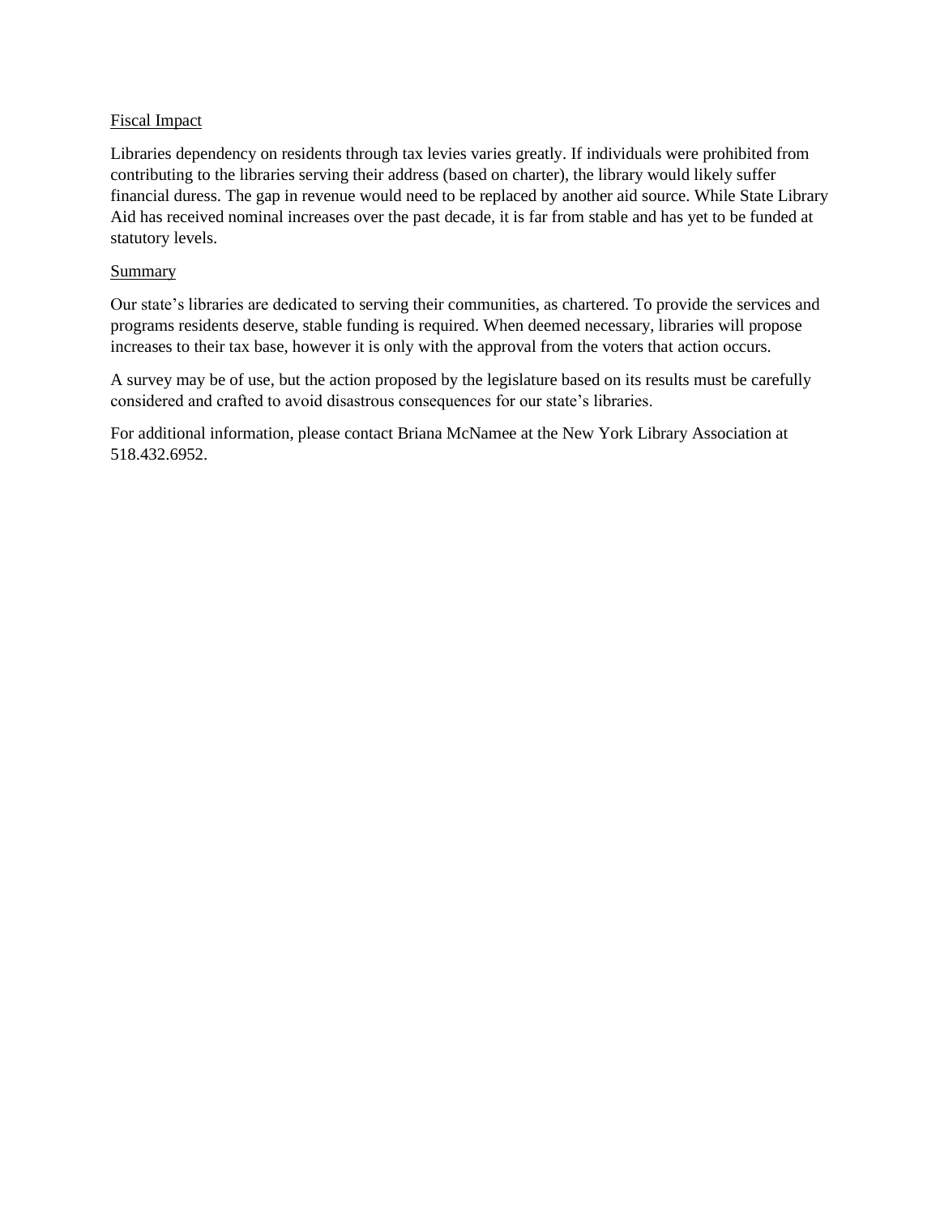## Fiscal Impact

Libraries dependency on residents through tax levies varies greatly. If individuals were prohibited from contributing to the libraries serving their address (based on charter), the library would likely suffer financial duress. The gap in revenue would need to be replaced by another aid source. While State Library Aid has received nominal increases over the past decade, it is far from stable and has yet to be funded at statutory levels.

## Summary

Our state's libraries are dedicated to serving their communities, as chartered. To provide the services and programs residents deserve, stable funding is required. When deemed necessary, libraries will propose increases to their tax base, however it is only with the approval from the voters that action occurs.

A survey may be of use, but the action proposed by the legislature based on its results must be carefully considered and crafted to avoid disastrous consequences for our state's libraries.

For additional information, please contact Briana McNamee at the New York Library Association at 518.432.6952.